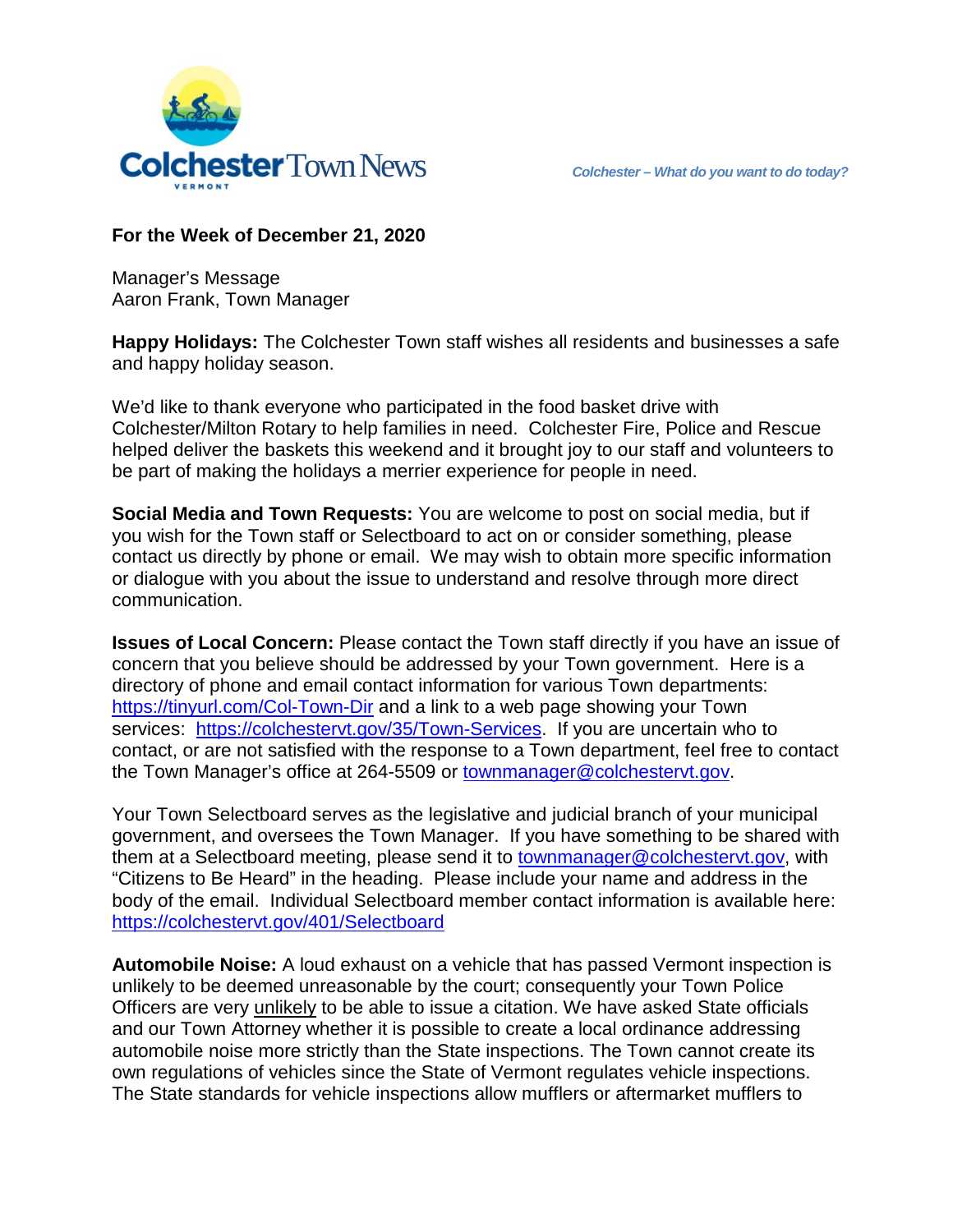**Colchester Town News**
VERMONT

*Colchester – What do you want to do today?*

**For the Week of December 21, 2020**

Manager's Message
Aaron Frank, Town Manager

**Happy Holidays:** The Colchester Town staff wishes all residents and businesses a safe and happy holiday season.

We'd like to thank everyone who participated in the food basket drive with Colchester/Milton Rotary to help families in need. Colchester Fire, Police and Rescue helped deliver the baskets this weekend and it brought joy to our staff and volunteers to be part of making the holidays a merrier experience for people in need.

**Social Media and Town Requests:** You are welcome to post on social media, but if you wish for the Town staff or Selectboard to act on or consider something, please contact us directly by phone or email. We may wish to obtain more specific information or dialogue with you about the issue to understand and resolve through more direct communication.

**Issues of Local Concern:** Please contact the Town staff directly if you have an issue of concern that you believe should be addressed by your Town government. Here is a directory of phone and email contact information for various Town departments: https://tinyurl.com/Col-Town-Dir and a link to a web page showing your Town services: https://colchestervt.gov/35/Town-Services. If you are uncertain who to contact, or are not satisfied with the response to a Town department, feel free to contact the Town Manager's office at 264-5509 or townmanager@colchestervt.gov.

Your Town Selectboard serves as the legislative and judicial branch of your municipal government, and oversees the Town Manager. If you have something to be shared with them at a Selectboard meeting, please send it to townmanager@colchestervt.gov, with "Citizens to Be Heard" in the heading. Please include your name and address in the body of the email. Individual Selectboard member contact information is available here: https://colchestervt.gov/401/Selectboard

**Automobile Noise:** A loud exhaust on a vehicle that has passed Vermont inspection is unlikely to be deemed unreasonable by the court; consequently your Town Police Officers are very unlikely to be able to issue a citation. We have asked State officials and our Town Attorney whether it is possible to create a local ordinance addressing automobile noise more strictly than the State inspections. The Town cannot create its own regulations of vehicles since the State of Vermont regulates vehicle inspections. The State standards for vehicle inspections allow mufflers or aftermarket mufflers to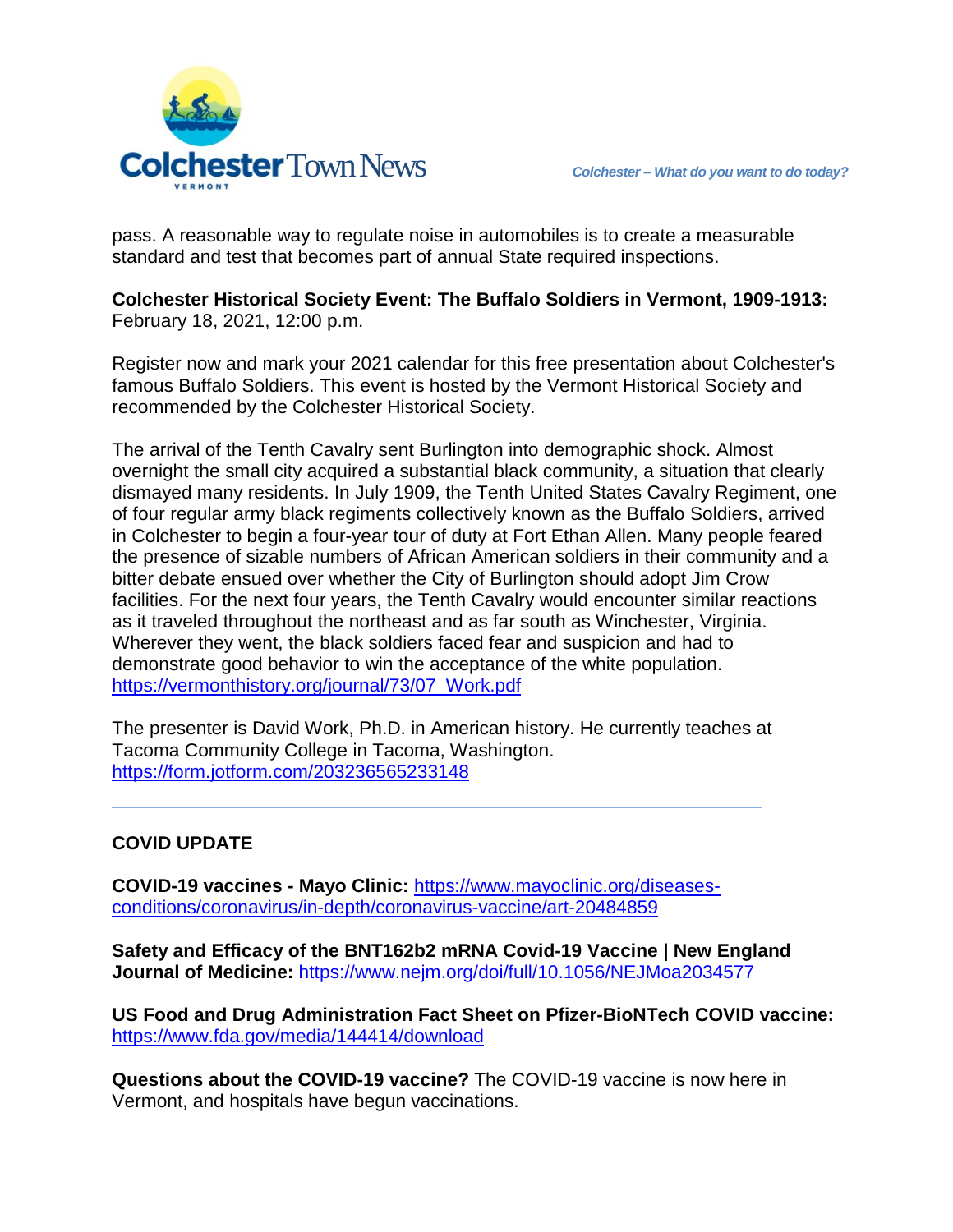pass. A reasonable way to regulate noise in automobiles is to create a measurable standard and test that becomes part of annual State required inspections.

**Colchester Historical Society Event: The Buffalo Soldiers in Vermont, 1909-1913:** February 18, 2021, 12:00 p.m.

Register now and mark your 2021 calendar for this free presentation about Colchester's famous Buffalo Soldiers. This event is hosted by the Vermont Historical Society and recommended by the Colchester Historical Society.

The arrival of the Tenth Cavalry sent Burlington into demographic shock. Almost overnight the small city acquired a substantial black community, a situation that clearly dismayed many residents. In July 1909, the Tenth United States Cavalry Regiment, one of four regular army black regiments collectively known as the Buffalo Soldiers, arrived in Colchester to begin a four-year tour of duty at Fort Ethan Allen. Many people feared the presence of sizable numbers of African American soldiers in their community and a bitter debate ensued over whether the City of Burlington should adopt Jim Crow facilities. For the next four years, the Tenth Cavalry would encounter similar reactions as it traveled throughout the northeast and as far south as Winchester, Virginia. Wherever they went, the black soldiers faced fear and suspicion and had to demonstrate good behavior to win the acceptance of the white population. https://vermonthistory.org/journal/73/07_Work.pdf

The presenter is David Work, Ph.D. in American history. He currently teaches at Tacoma Community College in Tacoma, Washington. https://form.jotform.com/203236565233148

---

**COVID UPDATE**

**COVID-19 vaccines - Mayo Clinic:** https://www.mayoclinic.org/diseases-conditions/coronavirus/in-depth/coronavirus-vaccine/art-20484859

**Safety and Efficacy of the BNT162b2 mRNA Covid-19 Vaccine | New England Journal of Medicine:** https://www.nejm.org/doi/full/10.1056/NEJMoa2034577

**US Food and Drug Administration Fact Sheet on Pfizer-BioNTech COVID vaccine:** https://www.fda.gov/media/144414/download

**Questions about the COVID-19 vaccine?** The COVID-19 vaccine is now here in Vermont, and hospitals have begun vaccinations.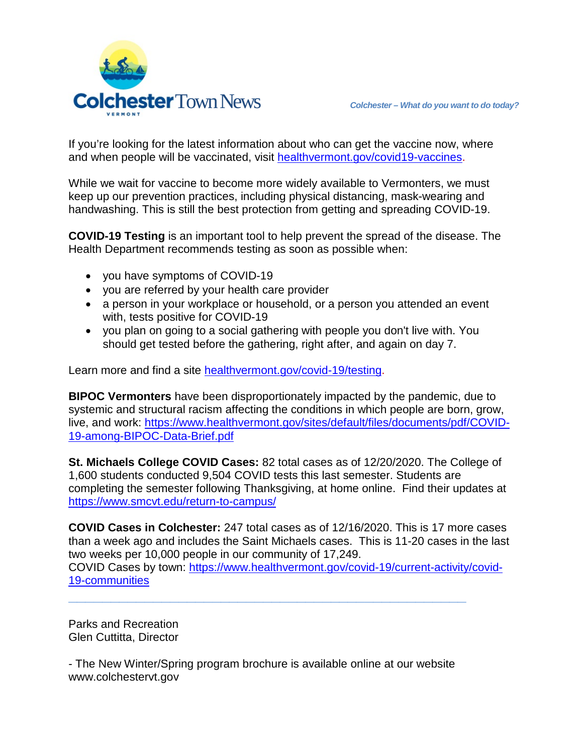If you're looking for the latest information about who can get the vaccine now, where and when people will be vaccinated, visit [healthvermont.gov/covid19-vaccines](healthvermont.gov/covid19-vaccines).

While we wait for vaccine to become more widely available to Vermonters, we must keep up our prevention practices, including physical distancing, mask-wearing and handwashing. This is still the best protection from getting and spreading COVID-19.

**COVID-19 Testing** is an important tool to help prevent the spread of the disease. The Health Department recommends testing as soon as possible when:

- you have symptoms of COVID-19
- you are referred by your health care provider
- a person in your workplace or household, or a person you attended an event with, tests positive for COVID-19
- you plan on going to a social gathering with people you don't live with. You should get tested before the gathering, right after, and again on day 7.

Learn more and find a site [healthvermont.gov/covid-19/testing](healthvermont.gov/covid-19/testing).

**BIPOC Vermonters** have been disproportionately impacted by the pandemic, due to systemic and structural racism affecting the conditions in which people are born, grow, live, and work: https://www.healthvermont.gov/sites/default/files/documents/pdf/COVID-19-among-BIPOC-Data-Brief.pdf

**St. Michaels College COVID Cases:** 82 total cases as of 12/20/2020. The College of 1,600 students conducted 9,504 COVID tests this last semester. Students are completing the semester following Thanksgiving, at home online. Find their updates at https://www.smcvt.edu/return-to-campus/

**COVID Cases in Colchester:** 247 total cases as of 12/16/2020. This is 17 more cases than a week ago and includes the Saint Michaels cases. This is 11-20 cases in the last two weeks per 10,000 people in our community of 17,249.
COVID Cases by town: https://www.healthvermont.gov/covid-19/current-activity/covid-19-communities

---

Parks and Recreation
Glen Cuttitta, Director

- The New Winter/Spring program brochure is available online at our website www.colchestervt.gov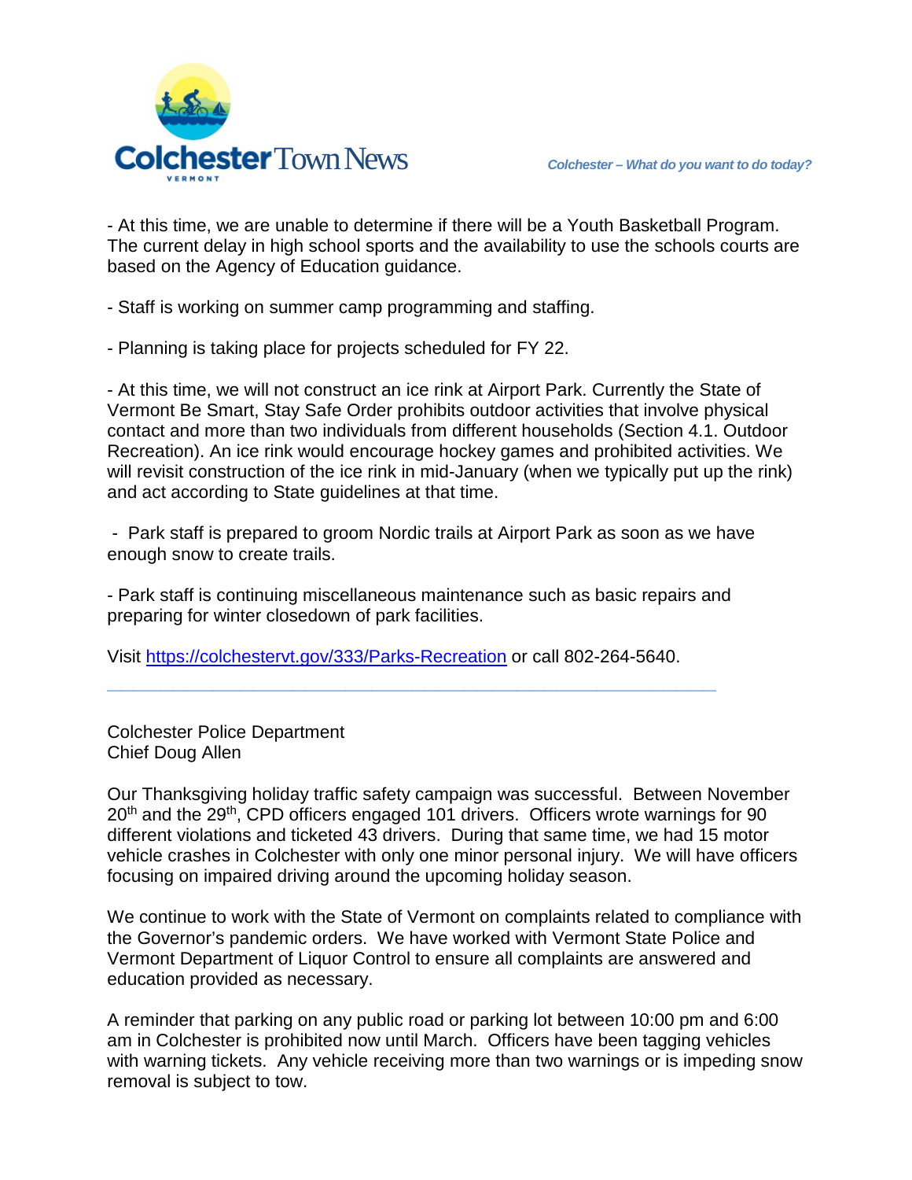- At this time, we are unable to determine if there will be a Youth Basketball Program. The current delay in high school sports and the availability to use the schools courts are based on the Agency of Education guidance.

- Staff is working on summer camp programming and staffing.

- Planning is taking place for projects scheduled for FY 22.

- At this time, we will not construct an ice rink at Airport Park. Currently the State of Vermont Be Smart, Stay Safe Order prohibits outdoor activities that involve physical contact and more than two individuals from different households (Section 4.1. Outdoor Recreation). An ice rink would encourage hockey games and prohibited activities. We will revisit construction of the ice rink in mid-January (when we typically put up the rink) and act according to State guidelines at that time.

- Park staff is prepared to groom Nordic trails at Airport Park as soon as we have enough snow to create trails.

- Park staff is continuing miscellaneous maintenance such as basic repairs and preparing for winter closedown of park facilities.

Visit [https://colchestervt.gov/333/Parks-Recreation](https://colchestervt.gov/333/Parks-Recreation) or call 802-264-5640.

---

Colchester Police Department
Chief Doug Allen

Our Thanksgiving holiday traffic safety campaign was successful. Between November 20th and the 29th, CPD officers engaged 101 drivers. Officers wrote warnings for 90 different violations and ticketed 43 drivers. During that same time, we had 15 motor vehicle crashes in Colchester with only one minor personal injury. We will have officers focusing on impaired driving around the upcoming holiday season.

We continue to work with the State of Vermont on complaints related to compliance with the Governor's pandemic orders. We have worked with Vermont State Police and Vermont Department of Liquor Control to ensure all complaints are answered and education provided as necessary.

A reminder that parking on any public road or parking lot between 10:00 pm and 6:00 am in Colchester is prohibited now until March. Officers have been tagging vehicles with warning tickets. Any vehicle receiving more than two warnings or is impeding snow removal is subject to tow.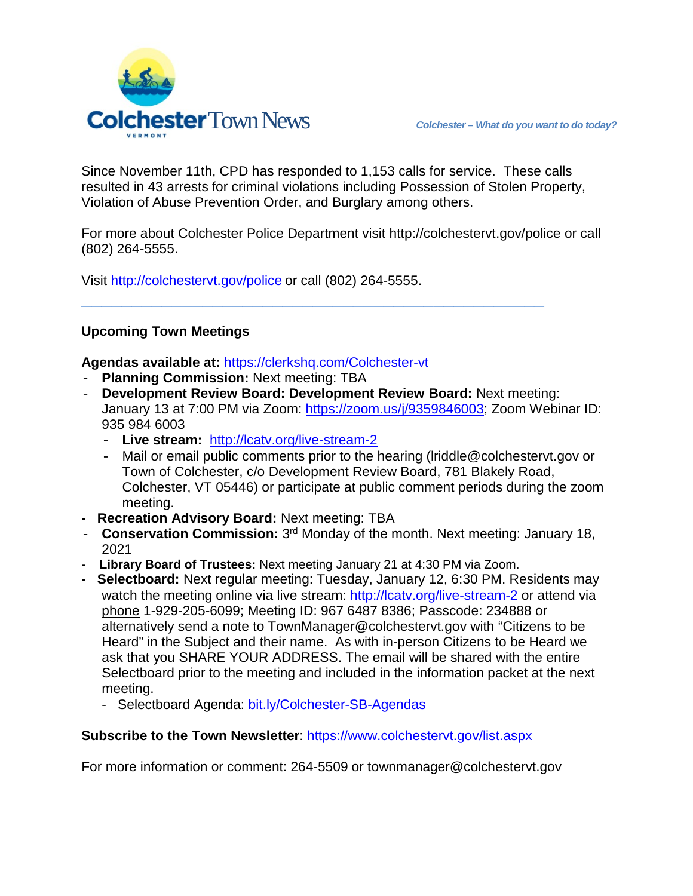Since November 11th, CPD has responded to 1,153 calls for service. These calls resulted in 43 arrests for criminal violations including Possession of Stolen Property, Violation of Abuse Prevention Order, and Burglary among others.

For more about Colchester Police Department visit http://colchestervt.gov/police or call (802) 264-5555.

Visit http://colchestervt.gov/police or call (802) 264-5555.

---

**Upcoming Town Meetings**

**Agendas available at:** https://clerkshq.com/Colchester-vt

- **Planning Commission:** Next meeting: TBA
- **Development Review Board: Development Review Board:** Next meeting: January 13 at 7:00 PM via Zoom: https://zoom.us/j/9359846003; Zoom Webinar ID: 935 984 6003
  - **Live stream:** http://lcatv.org/live-stream-2
  - Mail or email public comments prior to the hearing (lriddle@colchestervt.gov or Town of Colchester, c/o Development Review Board, 781 Blakely Road, Colchester, VT 05446) or participate at public comment periods during the zoom meeting.
- **Recreation Advisory Board:** Next meeting: TBA
- **Conservation Commission:** 3rd Monday of the month. Next meeting: January 18, 2021
- **Library Board of Trustees:** Next meeting January 21 at 4:30 PM via Zoom.
- **Selectboard:** Next regular meeting: Tuesday, January 12, 6:30 PM. Residents may watch the meeting online via live stream: http://lcatv.org/live-stream-2 or attend via phone 1-929-205-6099; Meeting ID: 967 6487 8386; Passcode: 234888 or alternatively send a note to TownManager@colchestervt.gov with "Citizens to be Heard" in the Subject and their name. As with in-person Citizens to be Heard we ask that you SHARE YOUR ADDRESS. The email will be shared with the entire Selectboard prior to the meeting and included in the information packet at the next meeting.
  - Selectboard Agenda: bit.ly/Colchester-SB-Agendas

**Subscribe to the Town Newsletter**: https://www.colchestervt.gov/list.aspx

For more information or comment: 264-5509 or townmanager@colchestervt.gov